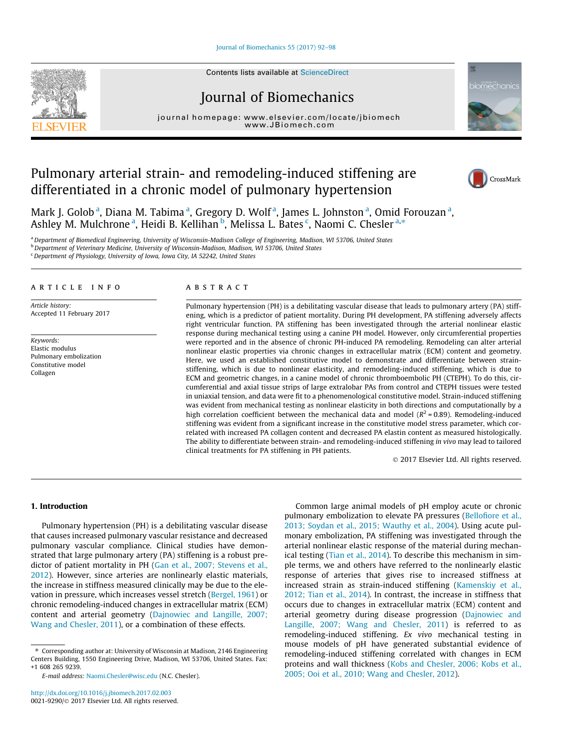# Pulmonary arterial strain- and remodeling-induced stiffening are differentiated in a chronic model of pulmonary hypertension

Mark J. Golob [a], Diana M. Tabima [a], Gregory D. Wolf [a], James L. Johnston [a], Omid Forouzan [a], Ashley M. Mulchrone [a], Heidi B. Kellihan [b], Melissa L. Bates [c], Naomi C. Chesler [a,*]

[a] Department of Biomedical Engineering, University of Wisconsin-Madison College of Engineering, Madison, WI 53706, United States
[b] Department of Veterinary Medicine, University of Wisconsin-Madison, Madison, WI 53706, United States
[c] Department of Physiology, University of Iowa, Iowa City, IA 52242, United States

**ARTICLE INFO**

*Article history:*
Accepted 11 February 2017

*Keywords:*
Elastic modulus
Pulmonary embolization
Constitutive model
Collagen

**ABSTRACT**

Pulmonary hypertension (PH) is a debilitating vascular disease that leads to pulmonary artery (PA) stiffening, which is a predictor of patient mortality. During PH development, PA stiffening adversely affects right ventricular function. PA stiffening has been investigated through the arterial nonlinear elastic response during mechanical testing using a canine PH model. However, only circumferential properties were reported and in the absence of chronic PH-induced PA remodeling. Remodeling can alter arterial nonlinear elastic properties via chronic changes in extracellular matrix (ECM) content and geometry. Here, we used an established constitutive model to demonstrate and differentiate between strain-stiffening, which is due to nonlinear elasticity, and remodeling-induced stiffening, which is due to ECM and geometric changes, in a canine model of chronic thromboembolic PH (CTEPH). To do this, circumferential and axial tissue strips of large extralobar PAs from control and CTEPH tissues were tested in uniaxial tension, and data were fit to a phenomenological constitutive model. Strain-induced stiffening was evident from mechanical testing as nonlinear elasticity in both directions and computationally by a high correlation coefficient between the mechanical data and model ($R^2 = 0.89$). Remodeling-induced stiffening was evident from a significant increase in the constitutive model stress parameter, which correlated with increased PA collagen content and decreased PA elastin content as measured histologically. The ability to differentiate between strain- and remodeling-induced stiffening *in vivo* may lead to tailored clinical treatments for PA stiffening in PH patients.

© 2017 Elsevier Ltd. All rights reserved.

## 1. Introduction

Pulmonary hypertension (PH) is a debilitating vascular disease that causes increased pulmonary vascular resistance and decreased pulmonary vascular compliance. Clinical studies have demonstrated that large pulmonary artery (PA) stiffening is a robust predictor of patient mortality in PH (Gan et al., 2007; Stevens et al., 2012). However, since arteries are nonlinearly elastic materials, the increase in stiffness measured clinically may be due to the elevation in pressure, which increases vessel stretch (Bergel, 1961) or chronic remodeling-induced changes in extracellular matrix (ECM) content and arterial geometry (Dajnowiec and Langille, 2007; Wang and Chesler, 2011), or a combination of these effects.

Common large animal models of pH employ acute or chronic pulmonary embolization to elevate PA pressures (Bellofiore et al., 2013; Soydan et al., 2015; Wauthy et al., 2004). Using acute pulmonary embolization, PA stiffening was investigated through the arterial nonlinear elastic response of the material during mechanical testing (Tian et al., 2014). To describe this mechanism in simple terms, we and others have referred to the nonlinearly elastic response of arteries that gives rise to increased stiffness at increased strain as strain-induced stiffening (Kamenskiy et al., 2012; Tian et al., 2014). In contrast, the increase in stiffness that occurs due to changes in extracellular matrix (ECM) content and arterial geometry during disease progression (Dajnowiec and Langille, 2007; Wang and Chesler, 2011) is referred to as remodeling-induced stiffening. *Ex vivo* mechanical testing in mouse models of pH have generated substantial evidence of remodeling-induced stiffening correlated with changes in ECM proteins and wall thickness (Kobs and Chesler, 2006; Kobs et al., 2005; Ooi et al., 2010; Wang and Chesler, 2012).

* Corresponding author at: University of Wisconsin at Madison, 2146 Engineering Centers Building, 1550 Engineering Drive, Madison, WI 53706, United States. Fax: +1 608 265 9239.

*E-mail address:* Naomi.Chesler@wisc.edu (N.C. Chesler).

http://dx.doi.org/10.1016/j.jbiomech.2017.02.003
0021-9290/© 2017 Elsevier Ltd. All rights reserved.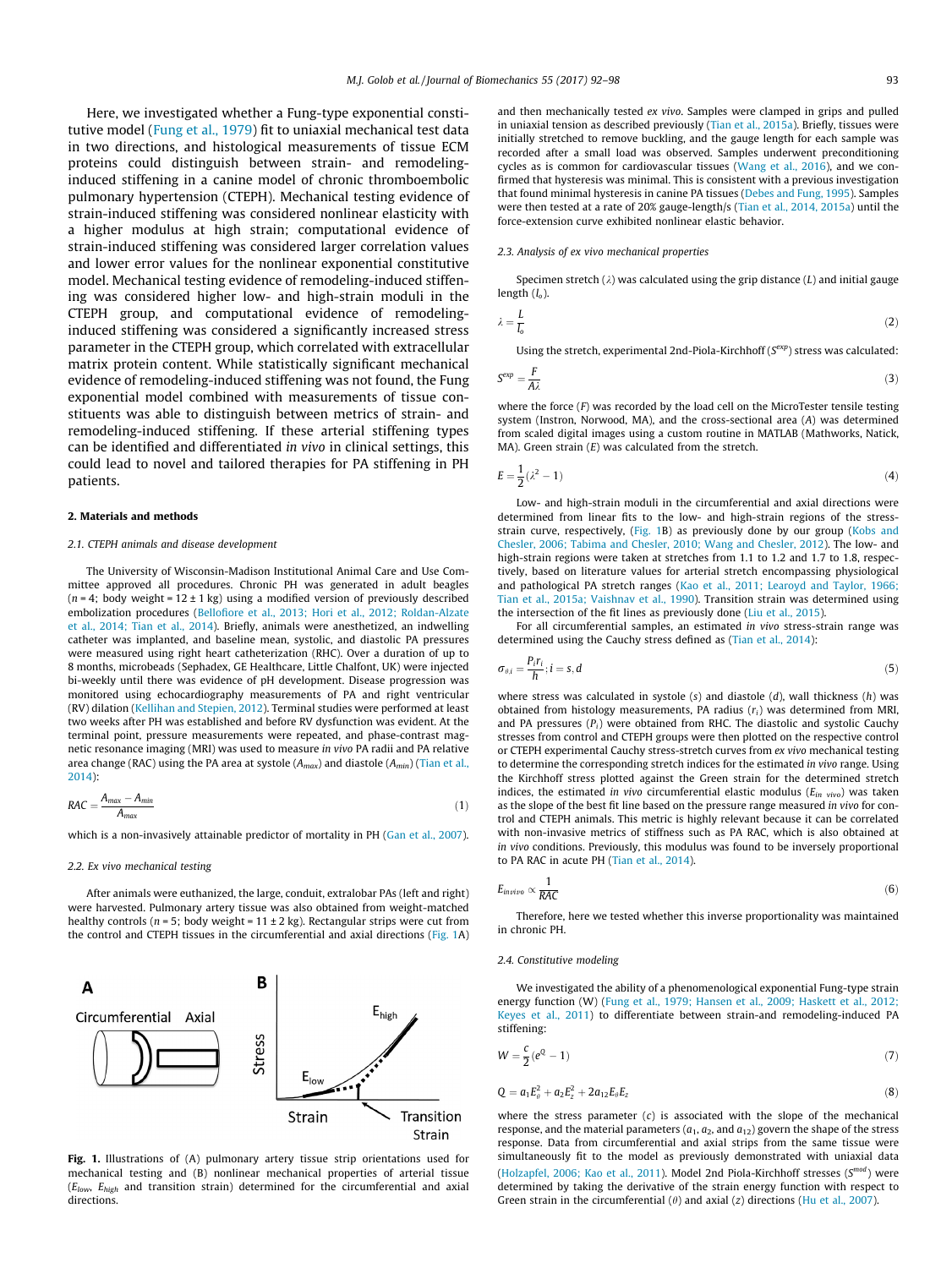Here, we investigated whether a Fung-type exponential constitutive model (Fung et al., 1979) fit to uniaxial mechanical test data in two directions, and histological measurements of tissue ECM proteins could distinguish between strain- and remodeling-induced stiffening in a canine model of chronic thromboembolic pulmonary hypertension (CTEPH). Mechanical testing evidence of strain-induced stiffening was considered nonlinear elasticity with a higher modulus at high strain; computational evidence of strain-induced stiffening was considered larger correlation values and lower error values for the nonlinear exponential constitutive model. Mechanical testing evidence of remodeling-induced stiffening was considered higher low- and high-strain moduli in the CTEPH group, and computational evidence of remodeling-induced stiffening was considered a significantly increased stress parameter in the CTEPH group, which correlated with extracellular matrix protein content. While statistically significant mechanical evidence of remodeling-induced stiffening was not found, the Fung exponential model combined with measurements of tissue constituents was able to distinguish between metrics of strain- and remodeling-induced stiffening. If these arterial stiffening types can be identified and differentiated *in vivo* in clinical settings, this could lead to novel and tailored therapies for PA stiffening in PH patients.

## 2. Materials and methods

### 2.1. CTEPH animals and disease development

The University of Wisconsin-Madison Institutional Animal Care and Use Committee approved all procedures. Chronic PH was generated in adult beagles ($n = 4$; body weight = 12 ± 1 kg) using a modified version of previously described embolization procedures (Bellofiore et al., 2013; Hori et al., 2012; Roldan-Alzate et al., 2014; Tian et al., 2014). Briefly, animals were anesthetized, an indwelling catheter was implanted, and baseline mean, systolic, and diastolic PA pressures were measured using right heart catheterization (RHC). Over a duration of up to 8 months, microbeads (Sephadex, GE Healthcare, Little Chalfont, UK) were injected bi-weekly until there was evidence of pH development. Disease progression was monitored using echocardiography measurements of PA and right ventricular (RV) dilation (Kellihan and Stepien, 2012). Terminal studies were performed at least two weeks after PH was established and before RV dysfunction was evident. At the terminal point, pressure measurements were repeated, and phase-contrast magnetic resonance imaging (MRI) was used to measure *in vivo* PA radii and PA relative area change (RAC) using the PA area at systole ($A_{max}$) and diastole ($A_{min}$) (Tian et al., 2014):

$$RAC = \frac{A_{max} - A_{min}}{A_{max}} \tag{1}$$

which is a non-invasively attainable predictor of mortality in PH (Gan et al., 2007).

### 2.2. Ex vivo mechanical testing

After animals were euthanized, the large, conduit, extralobar PAs (left and right) were harvested. Pulmonary artery tissue was also obtained from weight-matched healthy controls ($n = 5$; body weight = 11 ± 2 kg). Rectangular strips were cut from the control and CTEPH tissues in the circumferential and axial directions (Fig. 1A) and then mechanically tested *ex vivo*. Samples were clamped in grips and pulled in uniaxial tension as described previously (Tian et al., 2015a). Briefly, tissues were initially stretched to remove buckling, and the gauge length for each sample was recorded after a small load was observed. Samples underwent preconditioning cycles as is common for cardiovascular tissues (Wang et al., 2016), and we confirmed that hysteresis was minimal. This is consistent with a previous investigation that found minimal hysteresis in canine PA tissues (Debes and Fung, 1995). Samples were then tested at a rate of 20% gauge-length/s (Tian et al., 2014, 2015a) until the force-extension curve exhibited nonlinear elastic behavior.

**Fig. 1.** Illustrations of (A) pulmonary artery tissue strip orientations used for mechanical testing and (B) nonlinear mechanical properties of arterial tissue ($E_{low}$, $E_{high}$ and transition strain) determined for the circumferential and axial directions.

### 2.3. Analysis of ex vivo mechanical properties

Specimen stretch ($\lambda$) was calculated using the grip distance ($L$) and initial gauge length ($l_o$).

$$\lambda = \frac{L}{l_o} \tag{2}$$

Using the stretch, experimental 2nd-Piola-Kirchhoff ($S^{exp}$) stress was calculated:

$$S^{exp} = \frac{F}{A\lambda} \tag{3}$$

where the force ($F$) was recorded by the load cell on the MicroTester tensile testing system (Instron, Norwood, MA), and the cross-sectional area ($A$) was determined from scaled digital images using a custom routine in MATLAB (Mathworks, Natick, MA). Green strain ($E$) was calculated from the stretch.

$$E = \frac{1}{2}(\lambda^2 - 1) \tag{4}$$

Low- and high-strain moduli in the circumferential and axial directions were determined from linear fits to the low- and high-strain regions of the stress-strain curve, respectively, (Fig. 1B) as previously done by our group (Kobs and Chesler, 2006; Tabima and Chesler, 2010; Wang and Chesler, 2012). The low- and high-strain regions were taken at stretches from 1.1 to 1.2 and 1.7 to 1.8, respectively, based on literature values for arterial stretch encompassing physiological and pathological PA stretch ranges (Kao et al., 2011; Learoyd and Taylor, 1966; Tian et al., 2015a; Vaishnav et al., 1990). Transition strain was determined using the intersection of the fit lines as previously done (Liu et al., 2015).

For all circumferential samples, an estimated *in vivo* stress-strain range was determined using the Cauchy stress defined as (Tian et al., 2014):

$$\sigma_{\theta,i} = \frac{P_i r_i}{h}; i = s, d \tag{5}$$

where stress was calculated in systole ($s$) and diastole ($d$), wall thickness ($h$) was obtained from histology measurements, PA radius ($r_i$) was determined from MRI, and PA pressures ($P_i$) were obtained from RHC. The diastolic and systolic Cauchy stresses from control and CTEPH groups were then plotted on the respective control or CTEPH experimental Cauchy stress-stretch curves from *ex vivo* mechanical testing to determine the corresponding stretch indices for the estimated *in vivo* range. Using the Kirchhoff stress plotted against the Green strain for the determined stretch indices, the estimated *in vivo* circumferential elastic modulus ($E_{in\ vivo}$) was taken as the slope of the best fit line based on the pressure range measured *in vivo* for control and CTEPH animals. This metric is highly relevant because it can be correlated with non-invasive metrics of stiffness such as PA RAC, which is also obtained at *in vivo* conditions. Previously, this modulus was found to be inversely proportional to PA RAC in acute PH (Tian et al., 2014).

$$E_{invivo} \propto \frac{1}{RAC} \tag{6}$$

Therefore, here we tested whether this inverse proportionality was maintained in chronic PH.

### 2.4. Constitutive modeling

We investigated the ability of a phenomenological exponential Fung-type strain energy function ($W$) (Fung et al., 1979; Hansen et al., 2009; Haskett et al., 2012; Keyes et al., 2011) to differentiate between strain-and remodeling-induced PA stiffening:

$$W = \frac{c}{2}(e^Q - 1) \tag{7}$$

$$Q = a_1 E_\theta^2 + a_2 E_z^2 + 2a_{12} E_\theta E_z \tag{8}$$

where the stress parameter ($c$) is associated with the slope of the mechanical response, and the material parameters ($a_1$, $a_2$, and $a_{12}$) govern the shape of the stress response. Data from circumferential and axial strips from the same tissue were simultaneously fit to the model as previously demonstrated with uniaxial data (Holzapfel, 2006; Kao et al., 2011). Model 2nd Piola-Kirchhoff stresses ($S^{mod}$) were determined by taking the derivative of the strain energy function with respect to Green strain in the circumferential ($\theta$) and axial ($z$) directions (Hu et al., 2007).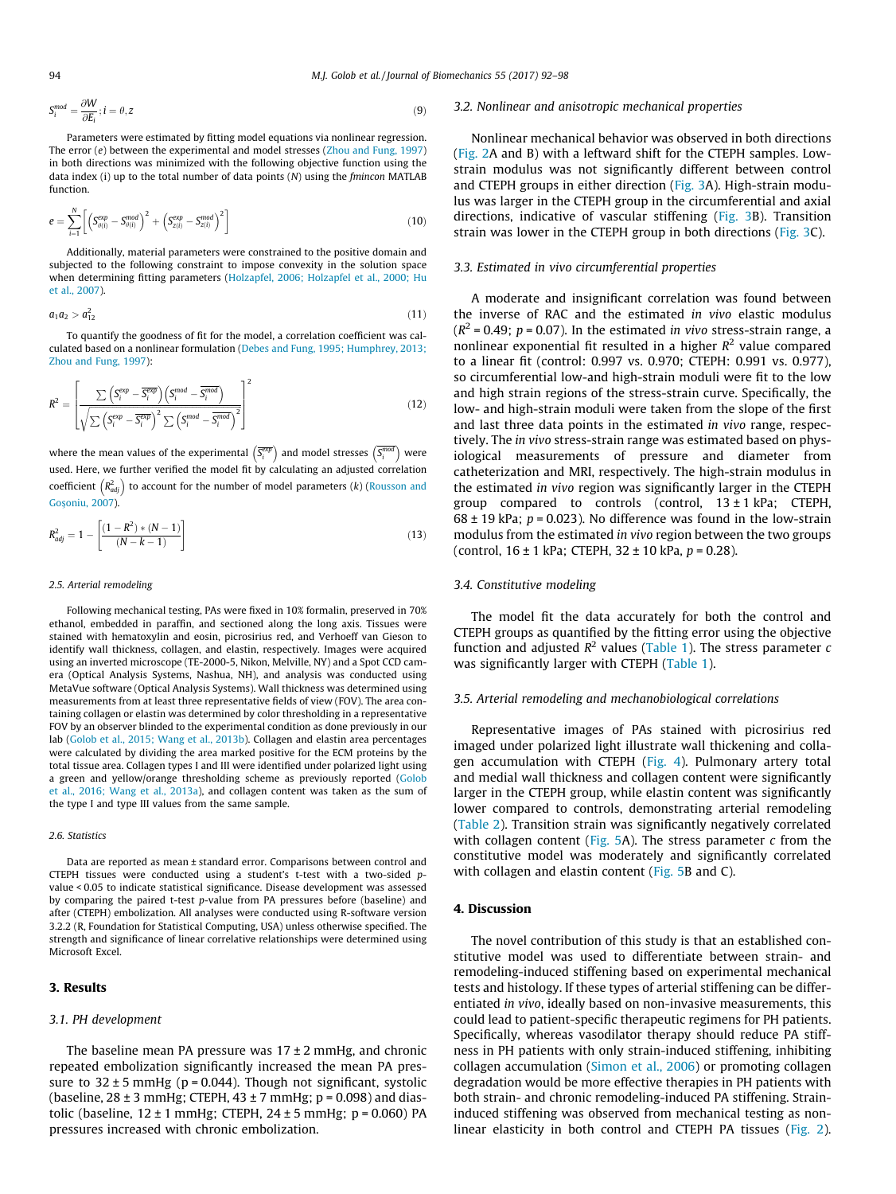$$S_i^{mod} = \frac{\partial W}{\partial E_i}; i = \theta, z \tag{9}$$

Parameters were estimated by fitting model equations via nonlinear regression. The error ($e$) between the experimental and model stresses (Zhou and Fung, 1997) in both directions was minimized with the following objective function using the data index (i) up to the total number of data points ($N$) using the *fmincon* MATLAB function.

$$e = \sum_{i=1}^{N}\left[\left(S_{\theta(i)}^{exp} - S_{\theta(i)}^{mod}\right)^2 + \left(S_{z(i)}^{exp} - S_{z(i)}^{mod}\right)^2\right] \tag{10}$$

Additionally, material parameters were constrained to the positive domain and subjected to the following constraint to impose convexity in the solution space when determining fitting parameters (Holzapfel, 2006; Holzapfel et al., 2000; Hu et al., 2007).

$$a_1 a_2 > a_{12}^2 \tag{11}$$

To quantify the goodness of fit for the model, a correlation coefficient was calculated based on a nonlinear formulation (Debes and Fung, 1995; Humphrey, 2013; Zhou and Fung, 1997):

$$R^2 = \left[\frac{\sum\left(S_i^{exp} - \overline{S_i^{exp}}\right)\left(S_i^{mod} - \overline{S_i^{mod}}\right)}{\sqrt{\sum\left(S_i^{exp} - \overline{S_i^{exp}}\right)^2 \sum\left(S_i^{mod} - \overline{S_i^{mod}}\right)^2}}\right]^2 \tag{12}$$

where the mean values of the experimental $\left(\overline{S_i^{exp}}\right)$ and model stresses $\left(\overline{S_i^{mod}}\right)$ were used. Here, we further verified the model fit by calculating an adjusted correlation coefficient $\left(R_{adj}^2\right)$ to account for the number of model parameters ($k$) (Rousson and Goşoniu, 2007).

$$R_{adj}^2 = 1 - \left[\frac{(1 - R^2) * (N - 1)}{(N - k - 1)}\right] \tag{13}$$

#### 2.5. Arterial remodeling

Following mechanical testing, PAs were fixed in 10% formalin, preserved in 70% ethanol, embedded in paraffin, and sectioned along the long axis. Tissues were stained with hematoxylin and eosin, picrosirius red, and Verhoeff van Gieson to identify wall thickness, collagen, and elastin, respectively. Images were acquired using an inverted microscope (TE-2000-5, Nikon, Melville, NY) and a Spot CCD camera (Optical Analysis Systems, Nashua, NH), and analysis was conducted using MetaVue software (Optical Analysis Systems). Wall thickness was determined using measurements from at least three representative fields of view (FOV). The area containing collagen or elastin was determined by color thresholding in a representative FOV by an observer blinded to the experimental condition as done previously in our lab (Golob et al., 2015; Wang et al., 2013b). Collagen and elastin area percentages were calculated by dividing the area marked positive for the ECM proteins by the total tissue area. Collagen types I and III were identified under polarized light using a green and yellow/orange thresholding scheme as previously reported (Golob et al., 2016; Wang et al., 2013a), and collagen content was taken as the sum of the type I and type III values from the same sample.

#### 2.6. Statistics

Data are reported as mean ± standard error. Comparisons between control and CTEPH tissues were conducted using a student's t-test with a two-sided $p$-value < 0.05 to indicate statistical significance. Disease development was assessed by comparing the paired t-test $p$-value from PA pressures before (baseline) and after (CTEPH) embolization. All analyses were conducted using R-software version 3.2.2 (R, Foundation for Statistical Computing, USA) unless otherwise specified. The strength and significance of linear correlative relationships were determined using Microsoft Excel.

## 3. Results

### 3.1. PH development

The baseline mean PA pressure was 17 ± 2 mmHg, and chronic repeated embolization significantly increased the mean PA pressure to 32 ± 5 mmHg (p = 0.044). Though not significant, systolic (baseline, 28 ± 3 mmHg; CTEPH, 43 ± 7 mmHg; p = 0.098) and diastolic (baseline, 12 ± 1 mmHg; CTEPH, 24 ± 5 mmHg; p = 0.060) PA pressures increased with chronic embolization.

### 3.2. Nonlinear and anisotropic mechanical properties

Nonlinear mechanical behavior was observed in both directions (Fig. 2A and B) with a leftward shift for the CTEPH samples. Low-strain modulus was not significantly different between control and CTEPH groups in either direction (Fig. 3A). High-strain modulus was larger in the CTEPH group in the circumferential and axial directions, indicative of vascular stiffening (Fig. 3B). Transition strain was lower in the CTEPH group in both directions (Fig. 3C).

### 3.3. Estimated in vivo circumferential properties

A moderate and insignificant correlation was found between the inverse of RAC and the estimated *in vivo* elastic modulus ($R^2$ = 0.49; $p$ = 0.07). In the estimated *in vivo* stress-strain range, a nonlinear exponential fit resulted in a higher $R^2$ value compared to a linear fit (control: 0.997 vs. 0.970; CTEPH: 0.991 vs. 0.977), so circumferential low-and high-strain moduli were fit to the low and high strain regions of the stress-strain curve. Specifically, the low- and high-strain moduli were taken from the slope of the first and last three data points in the estimated *in vivo* range, respectively. The *in vivo* stress-strain range was estimated based on physiological measurements of pressure and diameter from catheterization and MRI, respectively. The high-strain modulus in the estimated *in vivo* region was significantly larger in the CTEPH group compared to controls (control, 13 ± 1 kPa; CTEPH, 68 ± 19 kPa; $p$ = 0.023). No difference was found in the low-strain modulus from the estimated *in vivo* region between the two groups (control, 16 ± 1 kPa; CTEPH, 32 ± 10 kPa, $p$ = 0.28).

### 3.4. Constitutive modeling

The model fit the data accurately for both the control and CTEPH groups as quantified by the fitting error using the objective function and adjusted $R^2$ values (Table 1). The stress parameter $c$ was significantly larger with CTEPH (Table 1).

### 3.5. Arterial remodeling and mechanobiological correlations

Representative images of PAs stained with picrosirius red imaged under polarized light illustrate wall thickening and collagen accumulation with CTEPH (Fig. 4). Pulmonary artery total and medial wall thickness and collagen content were significantly larger in the CTEPH group, while elastin content was significantly lower compared to controls, demonstrating arterial remodeling (Table 2). Transition strain was significantly negatively correlated with collagen content (Fig. 5A). The stress parameter $c$ from the constitutive model was moderately and significantly correlated with collagen and elastin content (Fig. 5B and C).

## 4. Discussion

The novel contribution of this study is that an established constitutive model was used to differentiate between strain- and remodeling-induced stiffening based on experimental mechanical tests and histology. If these types of arterial stiffening can be differentiated *in vivo*, ideally based on non-invasive measurements, this could lead to patient-specific therapeutic regimens for PH patients. Specifically, whereas vasodilator therapy should reduce PA stiffness in PH patients with only strain-induced stiffening, inhibiting collagen accumulation (Simon et al., 2006) or promoting collagen degradation would be more effective therapies in PH patients with both strain- and chronic remodeling-induced PA stiffening. Strain-induced stiffening was observed from mechanical testing as nonlinear elasticity in both control and CTEPH PA tissues (Fig. 2).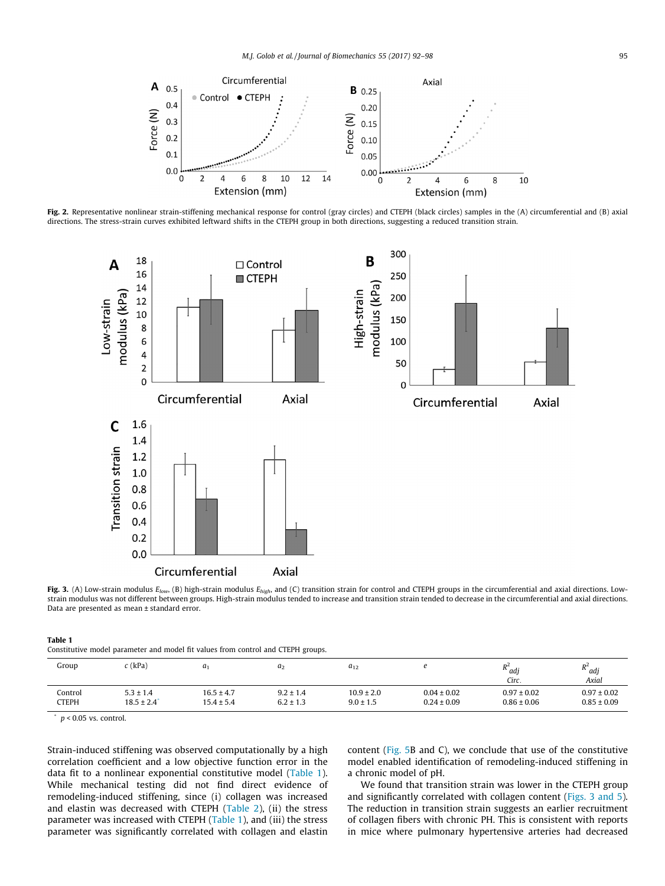**Fig. 2.** Representative nonlinear strain-stiffening mechanical response for control (gray circles) and CTEPH (black circles) samples in the (A) circumferential and (B) axial directions. The stress-strain curves exhibited leftward shifts in the CTEPH group in both directions, suggesting a reduced transition strain.

**Fig. 3.** (A) Low-strain modulus $E_{low}$, (B) high-strain modulus $E_{high}$, and (C) transition strain for control and CTEPH groups in the circumferential and axial directions. Low-strain modulus was not different between groups. High-strain modulus tended to increase and transition strain tended to decrease in the circumferential and axial directions. Data are presented as mean ± standard error.

**Table 1**
Constitutive model parameter and model fit values from control and CTEPH groups.

| Group | $c$ (kPa) | $a_1$ | $a_2$ | $a_{12}$ | $e$ | $R^2_{adj}$ Circ. | $R^2_{adj}$ Axial |
|---|---|---|---|---|---|---|---|
| Control | 5.3 ± 1.4 | 16.5 ± 4.7 | 9.2 ± 1.4 | 10.9 ± 2.0 | 0.04 ± 0.02 | 0.97 ± 0.02 | 0.97 ± 0.02 |
| CTEPH | 18.5 ± 2.4* | 15.4 ± 5.4 | 6.2 ± 1.3 | 9.0 ± 1.5 | 0.24 ± 0.09 | 0.86 ± 0.06 | 0.85 ± 0.09 |

\* $p < 0.05$ vs. control.

Strain-induced stiffening was observed computationally by a high correlation coefficient and a low objective function error in the data fit to a nonlinear exponential constitutive model (Table 1). While mechanical testing did not find direct evidence of remodeling-induced stiffening, since (i) collagen was increased and elastin was decreased with CTEPH (Table 2), (ii) the stress parameter was increased with CTEPH (Table 1), and (iii) the stress parameter was significantly correlated with collagen and elastin content (Fig. 5B and C), we conclude that use of the constitutive model enabled identification of remodeling-induced stiffening in a chronic model of pH.

We found that transition strain was lower in the CTEPH group and significantly correlated with collagen content (Figs. 3 and 5). The reduction in transition strain suggests an earlier recruitment of collagen fibers with chronic PH. This is consistent with reports in mice where pulmonary hypertensive arteries had decreased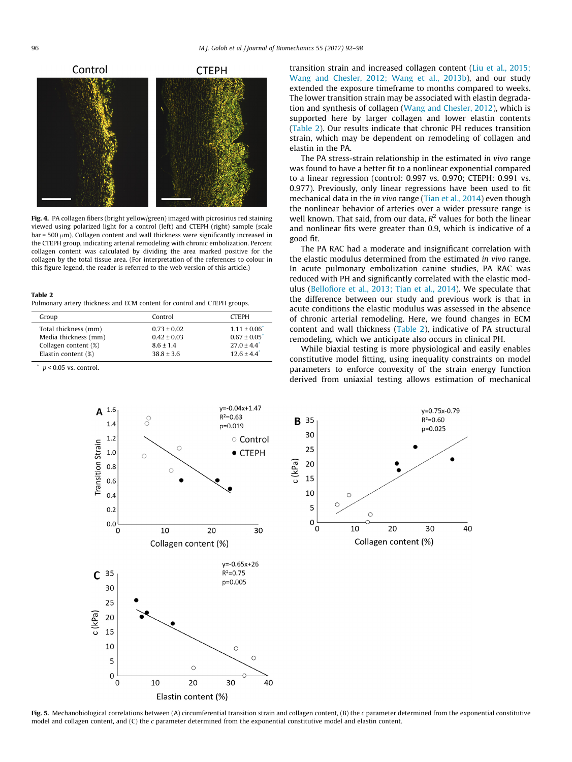**Fig. 4.** PA collagen fibers (bright yellow/green) imaged with picrosirius red staining viewed using polarized light for a control (left) and CTEPH (right) sample (scale bar = 500 μm). Collagen content and wall thickness were significantly increased in the CTEPH group, indicating arterial remodeling with chronic embolization. Percent collagen content was calculated by dividing the area marked positive for the collagen by the total tissue area. (For interpretation of the references to colour in this figure legend, the reader is referred to the web version of this article.)

**Table 2**
Pulmonary artery thickness and ECM content for control and CTEPH groups.

| Group | Control | CTEPH |
|---|---|---|
| Total thickness (mm) | 0.73 ± 0.02 | 1.11 ± 0.06* |
| Media thickness (mm) | 0.42 ± 0.03 | 0.67 ± 0.05* |
| Collagen content (%) | 8.6 ± 1.4 | 27.0 ± 4.4* |
| Elastin content (%) | 38.8 ± 3.6 | 12.6 ± 4.4* |

\* $p < 0.05$ vs. control.

transition strain and increased collagen content (Liu et al., 2015; Wang and Chesler, 2012; Wang et al., 2013b), and our study extended the exposure timeframe to months compared to weeks. The lower transition strain may be associated with elastin degradation and synthesis of collagen (Wang and Chesler, 2012), which is supported here by larger collagen and lower elastin contents (Table 2). Our results indicate that chronic PH reduces transition strain, which may be dependent on remodeling of collagen and elastin in the PA.

The PA stress-strain relationship in the estimated *in vivo* range was found to have a better fit to a nonlinear exponential compared to a linear regression (control: 0.997 vs. 0.970; CTEPH: 0.991 vs. 0.977). Previously, only linear regressions have been used to fit mechanical data in the *in vivo* range (Tian et al., 2014) even though the nonlinear behavior of arteries over a wider pressure range is well known. That said, from our data, $R^2$ values for both the linear and nonlinear fits were greater than 0.9, which is indicative of a good fit.

The PA RAC had a moderate and insignificant correlation with the elastic modulus determined from the estimated *in vivo* range. In acute pulmonary embolization canine studies, PA RAC was reduced with PH and significantly correlated with the elastic modulus (Bellofiore et al., 2013; Tian et al., 2014). We speculate that the difference between our study and previous work is that in acute conditions the elastic modulus was assessed in the absence of chronic arterial remodeling. Here, we found changes in ECM content and wall thickness (Table 2), indicative of PA structural remodeling, which we anticipate also occurs in clinical PH.

While biaxial testing is more physiological and easily enables constitutive model fitting, using inequality constraints on model parameters to enforce convexity of the strain energy function derived from uniaxial testing allows estimation of mechanical

**Fig. 5.** Mechanobiological correlations between (A) circumferential transition strain and collagen content, (B) the *c* parameter determined from the exponential constitutive model and collagen content, and (C) the *c* parameter determined from the exponential constitutive model and elastin content.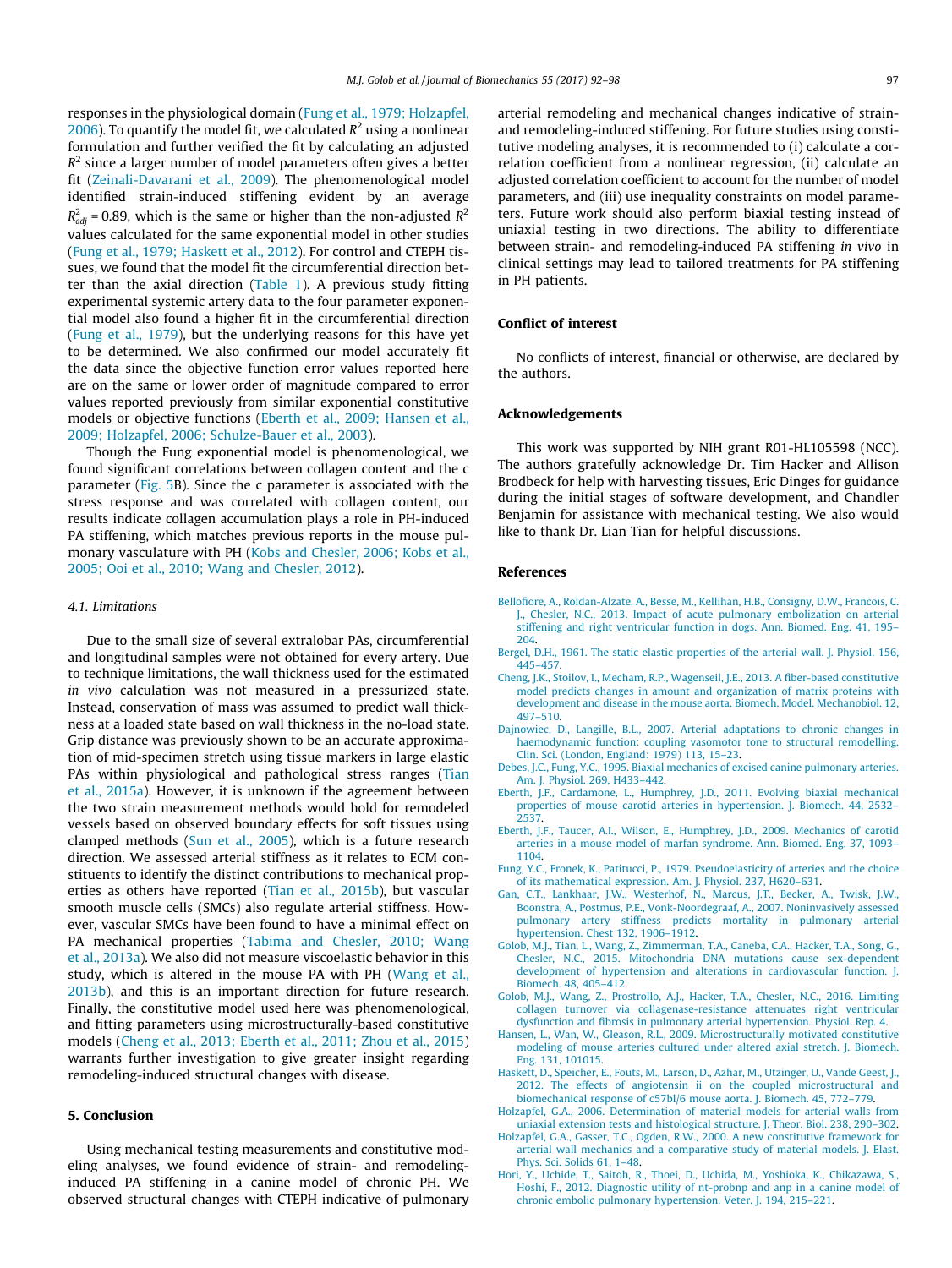responses in the physiological domain (Fung et al., 1979; Holzapfel, 2006). To quantify the model fit, we calculated $R^2$ using a nonlinear formulation and further verified the fit by calculating an adjusted $R^2$ since a larger number of model parameters often gives a better fit (Zeinali-Davarani et al., 2009). The phenomenological model identified strain-induced stiffening evident by an average $R^2_{adj}$ = 0.89, which is the same or higher than the non-adjusted $R^2$ values calculated for the same exponential model in other studies (Fung et al., 1979; Haskett et al., 2012). For control and CTEPH tissues, we found that the model fit the circumferential direction better than the axial direction (Table 1). A previous study fitting experimental systemic artery data to the four parameter exponential model also found a higher fit in the circumferential direction (Fung et al., 1979), but the underlying reasons for this have yet to be determined. We also confirmed our model accurately fit the data since the objective function error values reported here are on the same or lower order of magnitude compared to error values reported previously from similar exponential constitutive models or objective functions (Eberth et al., 2009; Hansen et al., 2009; Holzapfel, 2006; Schulze-Bauer et al., 2003).

Though the Fung exponential model is phenomenological, we found significant correlations between collagen content and the c parameter (Fig. 5B). Since the c parameter is associated with the stress response and was correlated with collagen content, our results indicate collagen accumulation plays a role in PH-induced PA stiffening, which matches previous reports in the mouse pulmonary vasculature with PH (Kobs and Chesler, 2006; Kobs et al., 2005; Ooi et al., 2010; Wang and Chesler, 2012).

### 4.1. Limitations

Due to the small size of several extralobar PAs, circumferential and longitudinal samples were not obtained for every artery. Due to technique limitations, the wall thickness used for the estimated *in vivo* calculation was not measured in a pressurized state. Instead, conservation of mass was assumed to predict wall thickness at a loaded state based on wall thickness in the no-load state. Grip distance was previously shown to be an accurate approximation of mid-specimen stretch using tissue markers in large elastic PAs within physiological and pathological stress ranges (Tian et al., 2015a). However, it is unknown if the agreement between the two strain measurement methods would hold for remodeled vessels based on observed boundary effects for soft tissues using clamped methods (Sun et al., 2005), which is a future research direction. We assessed arterial stiffness as it relates to ECM constituents to identify the distinct contributions to mechanical properties as others have reported (Tian et al., 2015b), but vascular smooth muscle cells (SMCs) also regulate arterial stiffness. However, vascular SMCs have been found to have a minimal effect on PA mechanical properties (Tabima and Chesler, 2010; Wang et al., 2013a). We also did not measure viscoelastic behavior in this study, which is altered in the mouse PA with PH (Wang et al., 2013b), and this is an important direction for future research. Finally, the constitutive model used here was phenomenological, and fitting parameters using microstructurally-based constitutive models (Cheng et al., 2013; Eberth et al., 2011; Zhou et al., 2015) warrants further investigation to give greater insight regarding remodeling-induced structural changes with disease.

## 5. Conclusion

Using mechanical testing measurements and constitutive modeling analyses, we found evidence of strain- and remodeling-induced PA stiffening in a canine model of chronic PH. We observed structural changes with CTEPH indicative of pulmonary arterial remodeling and mechanical changes indicative of strain- and remodeling-induced stiffening. For future studies using constitutive modeling analyses, it is recommended to (i) calculate a correlation coefficient from a nonlinear regression, (ii) calculate an adjusted correlation coefficient to account for the number of model parameters, and (iii) use inequality constraints on model parameters. Future work should also perform biaxial testing instead of uniaxial testing in two directions. The ability to differentiate between strain- and remodeling-induced PA stiffening *in vivo* in clinical settings may lead to tailored treatments for PA stiffening in PH patients.

## Conflict of interest

No conflicts of interest, financial or otherwise, are declared by the authors.

## Acknowledgements

This work was supported by NIH grant R01-HL105598 (NCC). The authors gratefully acknowledge Dr. Tim Hacker and Allison Brodbeck for help with harvesting tissues, Eric Dinges for guidance during the initial stages of software development, and Chandler Benjamin for assistance with mechanical testing. We also would like to thank Dr. Lian Tian for helpful discussions.

## References

Bellofiore, A., Roldan-Alzate, A., Besse, M., Kellihan, H.B., Consigny, D.W., Francois, C. J., Chesler, N.C., 2013. Impact of acute pulmonary embolization on arterial stiffening and right ventricular function in dogs. Ann. Biomed. Eng. 41, 195–204.

Bergel, D.H., 1961. The static elastic properties of the arterial wall. J. Physiol. 156, 445–457.

Cheng, J.K., Stoilov, I., Mecham, R.P., Wagenseil, J.E., 2013. A fiber-based constitutive model predicts changes in amount and organization of matrix proteins with development and disease in the mouse aorta. Biomech. Model. Mechanobiol. 12, 497–510.

Dajnowiec, D., Langille, B.L., 2007. Arterial adaptations to chronic changes in haemodynamic function: coupling vasomotor tone to structural remodelling. Clin. Sci. (London, England: 1979) 113, 15–23.

Debes, J.C., Fung, Y.C., 1995. Biaxial mechanics of excised canine pulmonary arteries. Am. J. Physiol. 269, H433–442.

Eberth, J.F., Cardamone, L., Humphrey, J.D., 2011. Evolving biaxial mechanical properties of mouse carotid arteries in hypertension. J. Biomech. 44, 2532–2537.

Eberth, J.F., Taucer, A.I., Wilson, E., Humphrey, J.D., 2009. Mechanics of carotid arteries in a mouse model of marfan syndrome. Ann. Biomed. Eng. 37, 1093–1104.

Fung, Y.C., Fronek, K., Patitucci, P., 1979. Pseudoelasticity of arteries and the choice of its mathematical expression. Am. J. Physiol. 237, H620–631.

Gan, C.T., Lankhaar, J.W., Westerhof, N., Marcus, J.T., Becker, A., Twisk, J.W., Boonstra, A., Postmus, P.E., Vonk-Noordegraaf, A., 2007. Noninvasively assessed pulmonary artery stiffness predicts mortality in pulmonary arterial hypertension. Chest 132, 1906–1912.

Golob, M.J., Tian, L., Wang, Z., Zimmerman, T.A., Caneba, C.A., Hacker, T.A., Song, G., Chesler, N.C., 2015. Mitochondria DNA mutations cause sex-dependent development of hypertension and alterations in cardiovascular function. J. Biomech. 48, 405–412.

Golob, M.J., Wang, Z., Prostrollo, A.J., Hacker, T.A., Chesler, N.C., 2016. Limiting collagen turnover via collagenase-resistance attenuates right ventricular dysfunction and fibrosis in pulmonary arterial hypertension. Physiol. Rep. 4.

Hansen, L., Wan, W., Gleason, R.L., 2009. Microstructurally motivated constitutive modeling of mouse arteries cultured under altered axial stretch. J. Biomech. Eng. 131, 101015.

Haskett, D., Speicher, E., Fouts, M., Larson, D., Azhar, M., Utzinger, U., Vande Geest, J., 2012. The effects of angiotensin ii on the coupled microstructural and biomechanical response of c57bl/6 mouse aorta. J. Biomech. 45, 772–779.

Holzapfel, G.A., 2006. Determination of material models for arterial walls from uniaxial extension tests and histological structure. J. Theor. Biol. 238, 290–302.

Holzapfel, G.A., Gasser, T.C., Ogden, R.W., 2000. A new constitutive framework for arterial wall mechanics and a comparative study of material models. J. Elast. Phys. Sci. Solids 61, 1–48.

Hori, Y., Uchide, T., Saitoh, R., Thoei, D., Uchida, M., Yoshioka, K., Chikazawa, S., Hoshi, F., 2012. Diagnostic utility of nt-probnp and anp in a canine model of chronic embolic pulmonary hypertension. Veter. J. 194, 215–221.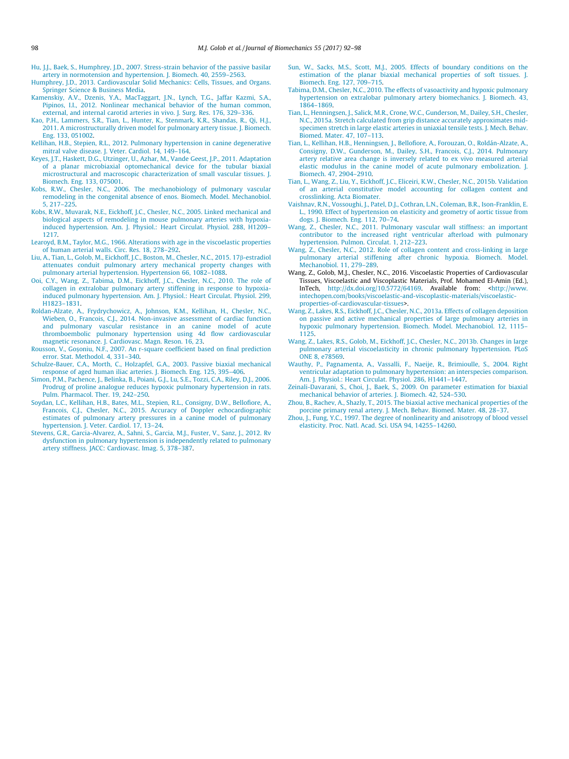Hu, J.J., Baek, S., Humphrey, J.D., 2007. Stress-strain behavior of the passive basilar artery in normotension and hypertension. J. Biomech. 40, 2559–2563.

Humphrey, J.D., 2013. Cardiovascular Solid Mechanics: Cells, Tissues, and Organs. Springer Science & Business Media.

Kamenskiy, A.V., Dzenis, Y.A., MacTaggart, J.N., Lynch, T.G., Jaffar Kazmi, S.A., Pipinos, I.I., 2012. Nonlinear mechanical behavior of the human common, external, and internal carotid arteries in vivo. J. Surg. Res. 176, 329–336.

Kao, P.H., Lammers, S.R., Tian, L., Hunter, K., Stenmark, K.R., Shandas, R., Qi, H.J., 2011. A microstructurally driven model for pulmonary artery tissue. J. Biomech. Eng. 133, 051002.

Kellihan, H.B., Stepien, R.L., 2012. Pulmonary hypertension in canine degenerative mitral valve disease. J. Veter. Cardiol. 14, 149–164.

Keyes, J.T., Haskett, D.G., Utzinger, U., Azhar, M., Vande Geest, J.P., 2011. Adaptation of a planar microbiaxial optomechanical device for the tubular biaxial microstructural and macroscopic characterization of small vascular tissues. J. Biomech. Eng. 133, 075001.

Kobs, R.W., Chesler, N.C., 2006. The mechanobiology of pulmonary vascular remodeling in the congenital absence of enos. Biomech. Model. Mechanobiol. 5, 217–225.

Kobs, R.W., Muvarak, N.E., Eickhoff, J.C., Chesler, N.C., 2005. Linked mechanical and biological aspects of remodeling in mouse pulmonary arteries with hypoxia-induced hypertension. Am. J. Physiol.: Heart Circulat. Physiol. 288, H1209–1217.

Learoyd, B.M., Taylor, M.G., 1966. Alterations with age in the viscoelastic properties of human arterial walls. Circ. Res. 18, 278–292.

Liu, A., Tian, L., Golob, M., Eickhoff, J.C., Boston, M., Chesler, N.C., 2015. 17β-estradiol attenuates conduit pulmonary artery mechanical property changes with pulmonary arterial hypertension. Hypertension 66, 1082–1088.

Ooi, C.Y., Wang, Z., Tabima, D.M., Eickhoff, J.C., Chesler, N.C., 2010. The role of collagen in extralobar pulmonary artery stiffening in response to hypoxia-induced pulmonary hypertension. Am. J. Physiol.: Heart Circulat. Physiol. 299, H1823–1831.

Roldan-Alzate, A., Frydrychowicz, A., Johnson, K.M., Kellihan, H., Chesler, N.C., Wieben, O., Francois, C.J., 2014. Non-invasive assessment of cardiac function and pulmonary vascular resistance in an canine model of acute thromboembolic pulmonary hypertension using 4d flow cardiovascular magnetic resonance. J. Cardiovasc. Magn. Reson. 16, 23.

Rousson, V., Goşoniu, N.F., 2007. An r-square coefficient based on final prediction error. Stat. Methodol. 4, 331–340.

Schulze-Bauer, C.A., Morth, C., Holzapfel, G.A., 2003. Passive biaxial mechanical response of aged human iliac arteries. J. Biomech. Eng. 125, 395–406.

Simon, P.M., Pachence, J., Belinka, B., Poiani, G.J., Lu, S.E., Tozzi, C.A., Riley, D.J., 2006. Prodrug of proline analogue reduces hypoxic pulmonary hypertension in rats. Pulm. Pharmacol. Ther. 19, 242–250.

Soydan, L.C., Kellihan, H.B., Bates, M.L., Stepien, R.L., Consigny, D.W., Bellofiore, A., Francois, C.J., Chesler, N.C., 2015. Accuracy of Doppler echocardiographic estimates of pulmonary artery pressures in a canine model of pulmonary hypertension. J. Veter. Cardiol. 17, 13–24.

Stevens, G.R., Garcia-Alvarez, A., Sahni, S., Garcia, M.J., Fuster, V., Sanz, J., 2012. Rv dysfunction in pulmonary hypertension is independently related to pulmonary artery stiffness. JACC: Cardiovasc. Imag. 5, 378–387.

Sun, W., Sacks, M.S., Scott, M.J., 2005. Effects of boundary conditions on the estimation of the planar biaxial mechanical properties of soft tissues. J. Biomech. Eng. 127, 709–715.

Tabima, D.M., Chesler, N.C., 2010. The effects of vasoactivity and hypoxic pulmonary hypertension on extralobar pulmonary artery biomechanics. J. Biomech. 43, 1864–1869.

Tian, L., Henningsen, J., Salick, M.R., Crone, W.C., Gunderson, M., Dailey, S.H., Chesler, N.C., 2015a. Stretch calculated from grip distance accurately approximates mid-specimen stretch in large elastic arteries in uniaxial tensile tests. J. Mech. Behav. Biomed. Mater. 47, 107–113.

Tian, L., Kellihan, H.B., Henningsen, J., Bellofiore, A., Forouzan, O., Roldán-Alzate, A., Consigny, D.W., Gunderson, M., Dailey, S.H., Francois, C.J., 2014. Pulmonary artery relative area change is inversely related to ex vivo measured arterial elastic modulus in the canine model of acute pulmonary embolization. J. Biomech. 47, 2904–2910.

Tian, L., Wang, Z., Liu, Y., Eickhoff, J.C., Eliceiri, K.W., Chesler, N.C., 2015b. Validation of an arterial constitutive model accounting for collagen content and crosslinking. Acta Biomater.

Vaishnav, R.N., Vossoughi, J., Patel, D.J., Cothran, L.N., Coleman, B.R., Ison-Franklin, E. L., 1990. Effect of hypertension on elasticity and geometry of aortic tissue from dogs. J. Biomech. Eng. 112, 70–74.

Wang, Z., Chesler, N.C., 2011. Pulmonary vascular wall stiffness: an important contributor to the increased right ventricular afterload with pulmonary hypertension. Pulmon. Circulat. 1, 212–223.

Wang, Z., Chesler, N.C., 2012. Role of collagen content and cross-linking in large pulmonary arterial stiffening after chronic hypoxia. Biomech. Model. Mechanobiol. 11, 279–289.

Wang, Z., Golob, M.J., Chesler, N.C., 2016. Viscoelastic Properties of Cardiovascular Tissues, Viscoelastic and Viscoplastic Materials, Prof. Mohamed El-Amin (Ed.), InTech, http://dx.doi.org/10.5772/64169. Available from: <http://www.intechopen.com/books/viscoelastic-and-viscoplastic-materials/viscoelastic-properties-of-cardiovascular-tissues>.

Wang, Z., Lakes, R.S., Eickhoff, J.C., Chesler, N.C., 2013a. Effects of collagen deposition on passive and active mechanical properties of large pulmonary arteries in hypoxic pulmonary hypertension. Biomech. Model. Mechanobiol. 12, 1115–1125.

Wang, Z., Lakes, R.S., Golob, M., Eickhoff, J.C., Chesler, N.C., 2013b. Changes in large pulmonary arterial viscoelasticity in chronic pulmonary hypertension. PLoS ONE 8, e78569.

Wauthy, P., Pagnamenta, A., Vassalli, F., Naeije, R., Brimioulle, S., 2004. Right ventricular adaptation to pulmonary hypertension: an interspecies comparison. Am. J. Physiol.: Heart Circulat. Physiol. 286, H1441–1447.

Zeinali-Davarani, S., Choi, J., Baek, S., 2009. On parameter estimation for biaxial mechanical behavior of arteries. J. Biomech. 42, 524–530.

Zhou, B., Rachev, A., Shazly, T., 2015. The biaxial active mechanical properties of the porcine primary renal artery. J. Mech. Behav. Biomed. Mater. 48, 28–37.

Zhou, J., Fung, Y.C., 1997. The degree of nonlinearity and anisotropy of blood vessel elasticity. Proc. Natl. Acad. Sci. USA 94, 14255–14260.